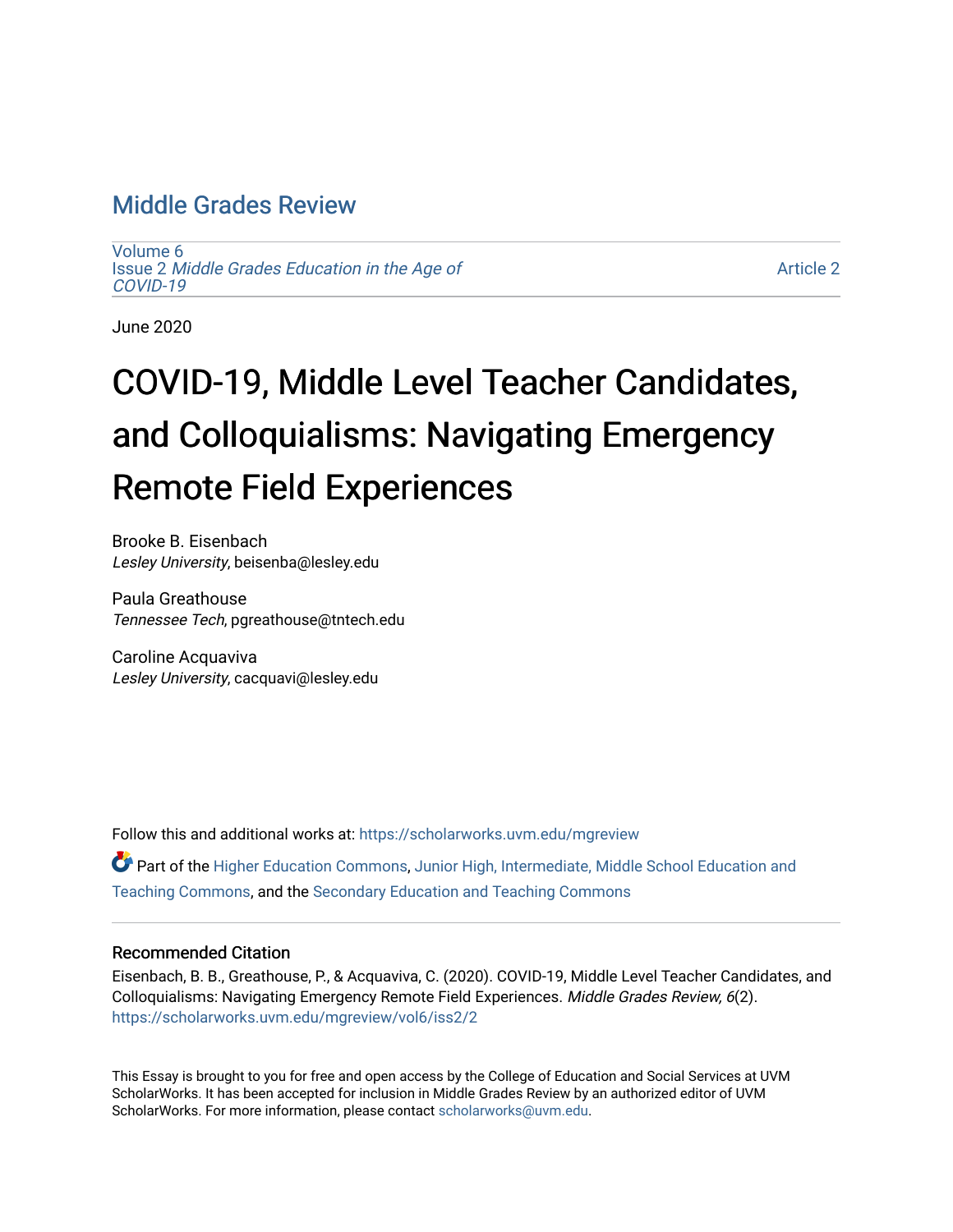Middle Grades Review

Volume 6
Issue 2 *Middle Grades Education in the Age of COVID-19*

Article 2

June 2020

# COVID-19, Middle Level Teacher Candidates, and Colloquialisms: Navigating Emergency Remote Field Experiences

Brooke B. Eisenbach
*Lesley University*, beisenba@lesley.edu

Paula Greathouse
*Tennessee Tech*, pgreathouse@tntech.edu

Caroline Acquaviva
*Lesley University*, cacquavi@lesley.edu

Follow this and additional works at: https://scholarworks.uvm.edu/mgreview

Part of the Higher Education Commons, Junior High, Intermediate, Middle School Education and Teaching Commons, and the Secondary Education and Teaching Commons

### Recommended Citation

Eisenbach, B. B., Greathouse, P., & Acquaviva, C. (2020). COVID-19, Middle Level Teacher Candidates, and Colloquialisms: Navigating Emergency Remote Field Experiences. *Middle Grades Review, 6*(2). https://scholarworks.uvm.edu/mgreview/vol6/iss2/2

This Essay is brought to you for free and open access by the College of Education and Social Services at UVM ScholarWorks. It has been accepted for inclusion in Middle Grades Review by an authorized editor of UVM ScholarWorks. For more information, please contact scholarworks@uvm.edu.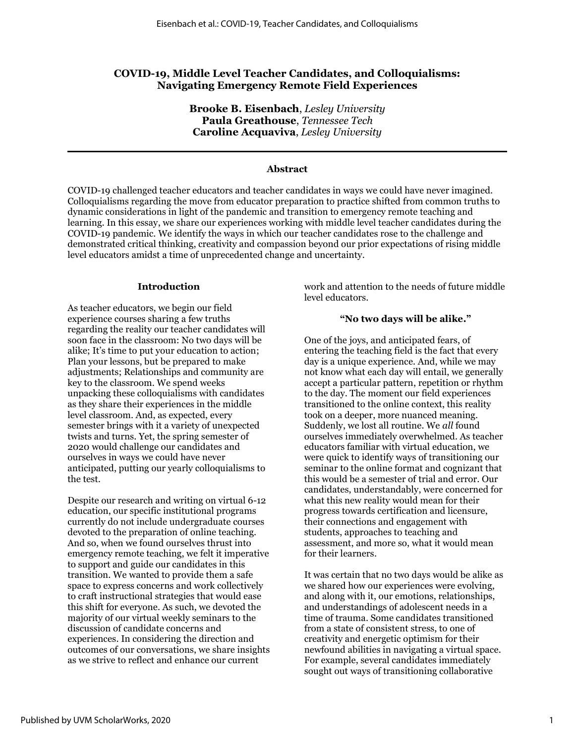# COVID-19, Middle Level Teacher Candidates, and Colloquialisms: Navigating Emergency Remote Field Experiences

**Brooke B. Eisenbach**, *Lesley University*
**Paula Greathouse**, *Tennessee Tech*
**Caroline Acquaviva**, *Lesley University*

---

**Abstract**

COVID-19 challenged teacher educators and teacher candidates in ways we could have never imagined. Colloquialisms regarding the move from educator preparation to practice shifted from common truths to dynamic considerations in light of the pandemic and transition to emergency remote teaching and learning. In this essay, we share our experiences working with middle level teacher candidates during the COVID-19 pandemic. We identify the ways in which our teacher candidates rose to the challenge and demonstrated critical thinking, creativity and compassion beyond our prior expectations of rising middle level educators amidst a time of unprecedented change and uncertainty.

## Introduction

As teacher educators, we begin our field experience courses sharing a few truths regarding the reality our teacher candidates will soon face in the classroom: No two days will be alike; It's time to put your education to action; Plan your lessons, but be prepared to make adjustments; Relationships and community are key to the classroom. We spend weeks unpacking these colloquialisms with candidates as they share their experiences in the middle level classroom. And, as expected, every semester brings with it a variety of unexpected twists and turns. Yet, the spring semester of 2020 would challenge our candidates and ourselves in ways we could have never anticipated, putting our yearly colloquialisms to the test.

Despite our research and writing on virtual 6-12 education, our specific institutional programs currently do not include undergraduate courses devoted to the preparation of online teaching. And so, when we found ourselves thrust into emergency remote teaching, we felt it imperative to support and guide our candidates in this transition. We wanted to provide them a safe space to express concerns and work collectively to craft instructional strategies that would ease this shift for everyone. As such, we devoted the majority of our virtual weekly seminars to the discussion of candidate concerns and experiences. In considering the direction and outcomes of our conversations, we share insights as we strive to reflect and enhance our current work and attention to the needs of future middle level educators.

## "No two days will be alike."

One of the joys, and anticipated fears, of entering the teaching field is the fact that every day is a unique experience. And, while we may not know what each day will entail, we generally accept a particular pattern, repetition or rhythm to the day. The moment our field experiences transitioned to the online context, this reality took on a deeper, more nuanced meaning. Suddenly, we lost all routine. We *all* found ourselves immediately overwhelmed. As teacher educators familiar with virtual education, we were quick to identify ways of transitioning our seminar to the online format and cognizant that this would be a semester of trial and error. Our candidates, understandably, were concerned for what this new reality would mean for their progress towards certification and licensure, their connections and engagement with students, approaches to teaching and assessment, and more so, what it would mean for their learners.

It was certain that no two days would be alike as we shared how our experiences were evolving, and along with it, our emotions, relationships, and understandings of adolescent needs in a time of trauma. Some candidates transitioned from a state of consistent stress, to one of creativity and energetic optimism for their newfound abilities in navigating a virtual space. For example, several candidates immediately sought out ways of transitioning collaborative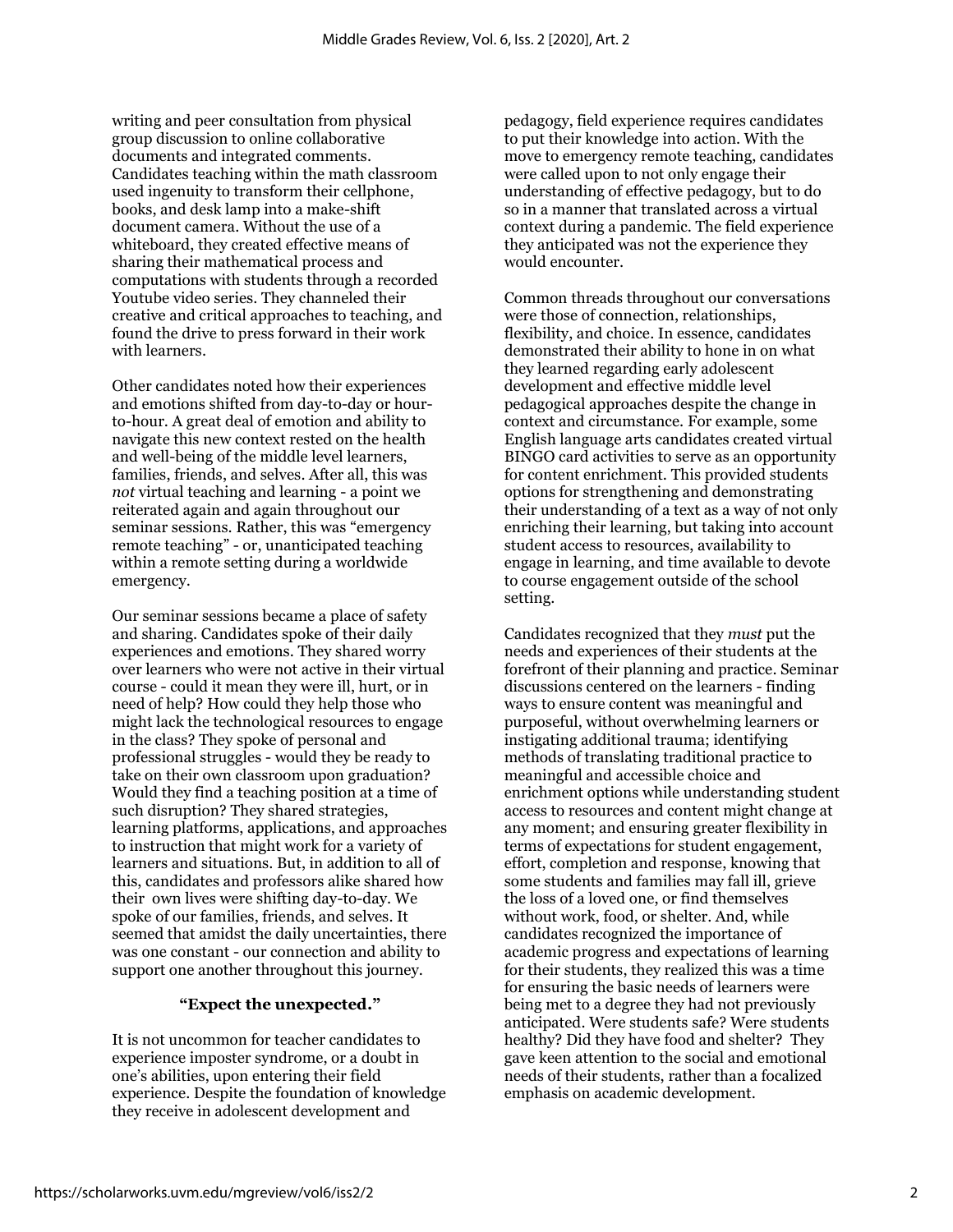writing and peer consultation from physical group discussion to online collaborative documents and integrated comments. Candidates teaching within the math classroom used ingenuity to transform their cellphone, books, and desk lamp into a make-shift document camera. Without the use of a whiteboard, they created effective means of sharing their mathematical process and computations with students through a recorded Youtube video series. They channeled their creative and critical approaches to teaching, and found the drive to press forward in their work with learners.

Other candidates noted how their experiences and emotions shifted from day-to-day or hour-to-hour. A great deal of emotion and ability to navigate this new context rested on the health and well-being of the middle level learners, families, friends, and selves. After all, this was *not* virtual teaching and learning - a point we reiterated again and again throughout our seminar sessions. Rather, this was "emergency remote teaching" - or, unanticipated teaching within a remote setting during a worldwide emergency.

Our seminar sessions became a place of safety and sharing. Candidates spoke of their daily experiences and emotions. They shared worry over learners who were not active in their virtual course - could it mean they were ill, hurt, or in need of help? How could they help those who might lack the technological resources to engage in the class? They spoke of personal and professional struggles - would they be ready to take on their own classroom upon graduation? Would they find a teaching position at a time of such disruption? They shared strategies, learning platforms, applications, and approaches to instruction that might work for a variety of learners and situations. But, in addition to all of this, candidates and professors alike shared how their own lives were shifting day-to-day. We spoke of our families, friends, and selves. It seemed that amidst the daily uncertainties, there was one constant - our connection and ability to support one another throughout this journey.

### "Expect the unexpected."

It is not uncommon for teacher candidates to experience imposter syndrome, or a doubt in one's abilities, upon entering their field experience. Despite the foundation of knowledge they receive in adolescent development and pedagogy, field experience requires candidates to put their knowledge into action. With the move to emergency remote teaching, candidates were called upon to not only engage their understanding of effective pedagogy, but to do so in a manner that translated across a virtual context during a pandemic. The field experience they anticipated was not the experience they would encounter.

Common threads throughout our conversations were those of connection, relationships, flexibility, and choice. In essence, candidates demonstrated their ability to hone in on what they learned regarding early adolescent development and effective middle level pedagogical approaches despite the change in context and circumstance. For example, some English language arts candidates created virtual BINGO card activities to serve as an opportunity for content enrichment. This provided students options for strengthening and demonstrating their understanding of a text as a way of not only enriching their learning, but taking into account student access to resources, availability to engage in learning, and time available to devote to course engagement outside of the school setting.

Candidates recognized that they *must* put the needs and experiences of their students at the forefront of their planning and practice. Seminar discussions centered on the learners - finding ways to ensure content was meaningful and purposeful, without overwhelming learners or instigating additional trauma; identifying methods of translating traditional practice to meaningful and accessible choice and enrichment options while understanding student access to resources and content might change at any moment; and ensuring greater flexibility in terms of expectations for student engagement, effort, completion and response, knowing that some students and families may fall ill, grieve the loss of a loved one, or find themselves without work, food, or shelter. And, while candidates recognized the importance of academic progress and expectations of learning for their students, they realized this was a time for ensuring the basic needs of learners were being met to a degree they had not previously anticipated. Were students safe? Were students healthy? Did they have food and shelter? They gave keen attention to the social and emotional needs of their students, rather than a focalized emphasis on academic development.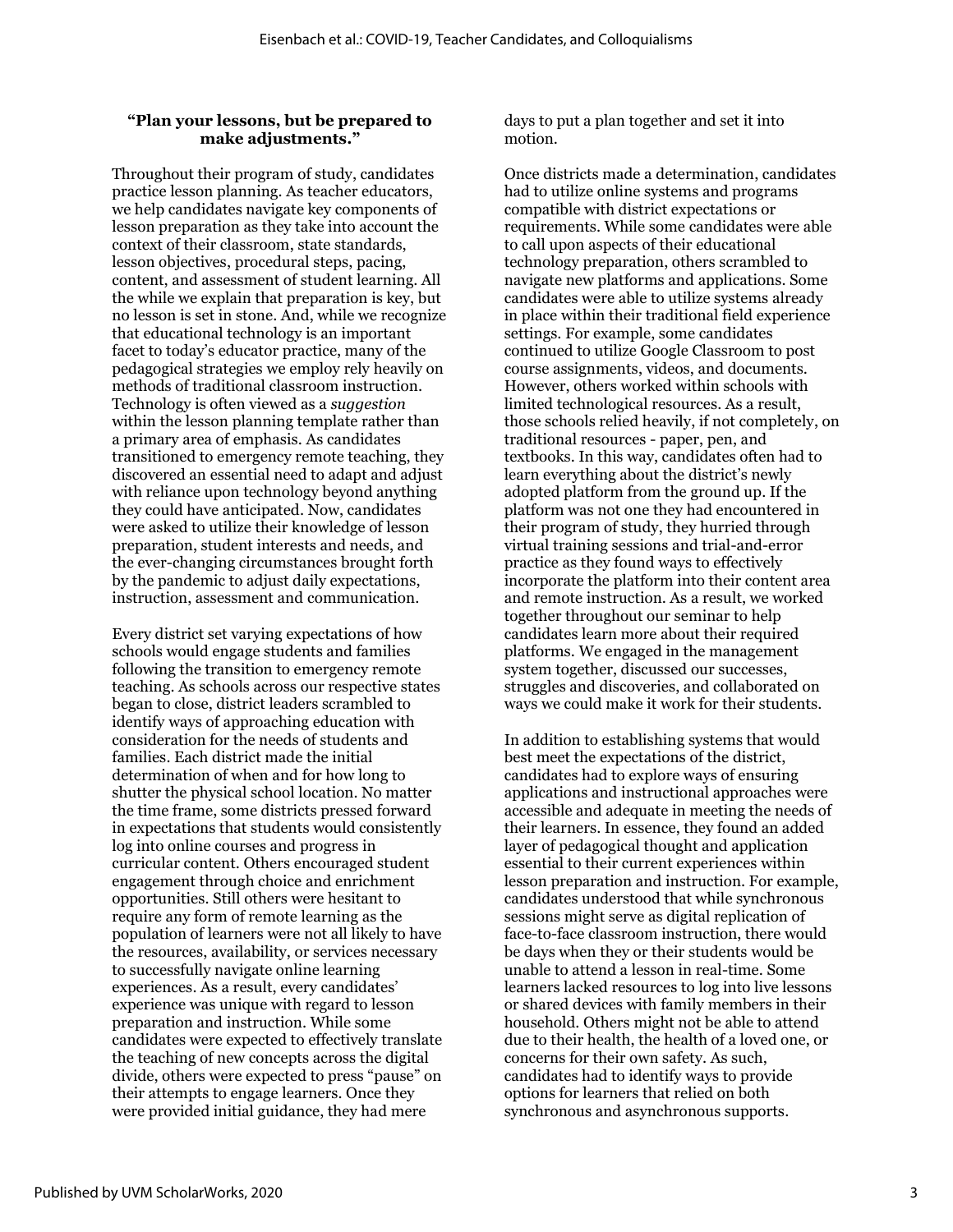### "Plan your lessons, but be prepared to make adjustments."

Throughout their program of study, candidates practice lesson planning. As teacher educators, we help candidates navigate key components of lesson preparation as they take into account the context of their classroom, state standards, lesson objectives, procedural steps, pacing, content, and assessment of student learning. All the while we explain that preparation is key, but no lesson is set in stone. And, while we recognize that educational technology is an important facet to today's educator practice, many of the pedagogical strategies we employ rely heavily on methods of traditional classroom instruction. Technology is often viewed as a *suggestion* within the lesson planning template rather than a primary area of emphasis. As candidates transitioned to emergency remote teaching, they discovered an essential need to adapt and adjust with reliance upon technology beyond anything they could have anticipated. Now, candidates were asked to utilize their knowledge of lesson preparation, student interests and needs, and the ever-changing circumstances brought forth by the pandemic to adjust daily expectations, instruction, assessment and communication.

Every district set varying expectations of how schools would engage students and families following the transition to emergency remote teaching. As schools across our respective states began to close, district leaders scrambled to identify ways of approaching education with consideration for the needs of students and families. Each district made the initial determination of when and for how long to shutter the physical school location. No matter the time frame, some districts pressed forward in expectations that students would consistently log into online courses and progress in curricular content. Others encouraged student engagement through choice and enrichment opportunities. Still others were hesitant to require any form of remote learning as the population of learners were not all likely to have the resources, availability, or services necessary to successfully navigate online learning experiences. As a result, every candidates' experience was unique with regard to lesson preparation and instruction. While some candidates were expected to effectively translate the teaching of new concepts across the digital divide, others were expected to press "pause" on their attempts to engage learners. Once they were provided initial guidance, they had mere days to put a plan together and set it into motion.

Once districts made a determination, candidates had to utilize online systems and programs compatible with district expectations or requirements. While some candidates were able to call upon aspects of their educational technology preparation, others scrambled to navigate new platforms and applications. Some candidates were able to utilize systems already in place within their traditional field experience settings. For example, some candidates continued to utilize Google Classroom to post course assignments, videos, and documents. However, others worked within schools with limited technological resources. As a result, those schools relied heavily, if not completely, on traditional resources - paper, pen, and textbooks. In this way, candidates often had to learn everything about the district's newly adopted platform from the ground up. If the platform was not one they had encountered in their program of study, they hurried through virtual training sessions and trial-and-error practice as they found ways to effectively incorporate the platform into their content area and remote instruction. As a result, we worked together throughout our seminar to help candidates learn more about their required platforms. We engaged in the management system together, discussed our successes, struggles and discoveries, and collaborated on ways we could make it work for their students.

In addition to establishing systems that would best meet the expectations of the district, candidates had to explore ways of ensuring applications and instructional approaches were accessible and adequate in meeting the needs of their learners. In essence, they found an added layer of pedagogical thought and application essential to their current experiences within lesson preparation and instruction. For example, candidates understood that while synchronous sessions might serve as digital replication of face-to-face classroom instruction, there would be days when they or their students would be unable to attend a lesson in real-time. Some learners lacked resources to log into live lessons or shared devices with family members in their household. Others might not be able to attend due to their health, the health of a loved one, or concerns for their own safety. As such, candidates had to identify ways to provide options for learners that relied on both synchronous and asynchronous supports.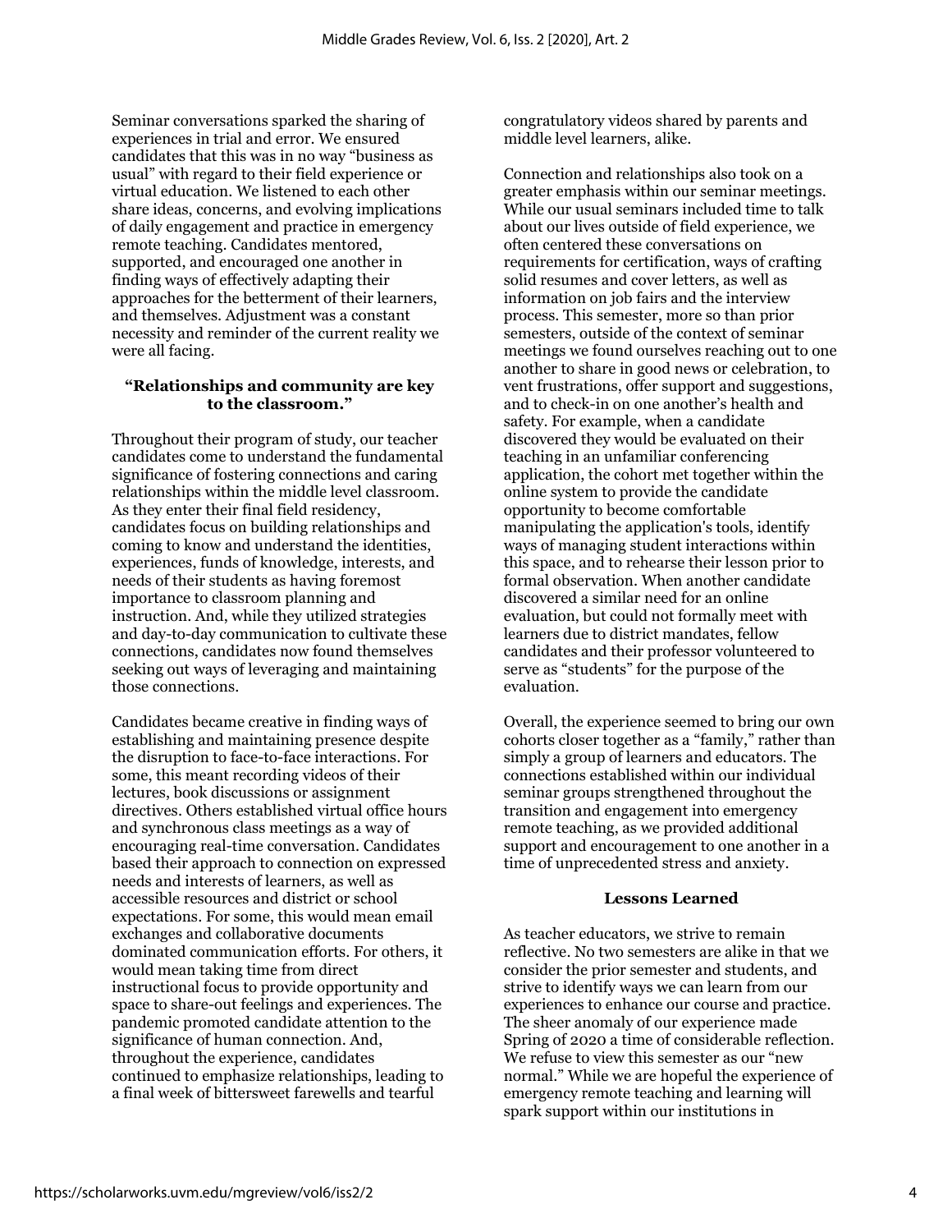Seminar conversations sparked the sharing of experiences in trial and error. We ensured candidates that this was in no way "business as usual" with regard to their field experience or virtual education. We listened to each other share ideas, concerns, and evolving implications of daily engagement and practice in emergency remote teaching. Candidates mentored, supported, and encouraged one another in finding ways of effectively adapting their approaches for the betterment of their learners, and themselves. Adjustment was a constant necessity and reminder of the current reality we were all facing.

### "Relationships and community are key to the classroom."

Throughout their program of study, our teacher candidates come to understand the fundamental significance of fostering connections and caring relationships within the middle level classroom. As they enter their final field residency, candidates focus on building relationships and coming to know and understand the identities, experiences, funds of knowledge, interests, and needs of their students as having foremost importance to classroom planning and instruction. And, while they utilized strategies and day-to-day communication to cultivate these connections, candidates now found themselves seeking out ways of leveraging and maintaining those connections.

Candidates became creative in finding ways of establishing and maintaining presence despite the disruption to face-to-face interactions. For some, this meant recording videos of their lectures, book discussions or assignment directives. Others established virtual office hours and synchronous class meetings as a way of encouraging real-time conversation. Candidates based their approach to connection on expressed needs and interests of learners, as well as accessible resources and district or school expectations. For some, this would mean email exchanges and collaborative documents dominated communication efforts. For others, it would mean taking time from direct instructional focus to provide opportunity and space to share-out feelings and experiences. The pandemic promoted candidate attention to the significance of human connection. And, throughout the experience, candidates continued to emphasize relationships, leading to a final week of bittersweet farewells and tearful congratulatory videos shared by parents and middle level learners, alike.

Connection and relationships also took on a greater emphasis within our seminar meetings. While our usual seminars included time to talk about our lives outside of field experience, we often centered these conversations on requirements for certification, ways of crafting solid resumes and cover letters, as well as information on job fairs and the interview process. This semester, more so than prior semesters, outside of the context of seminar meetings we found ourselves reaching out to one another to share in good news or celebration, to vent frustrations, offer support and suggestions, and to check-in on one another's health and safety. For example, when a candidate discovered they would be evaluated on their teaching in an unfamiliar conferencing application, the cohort met together within the online system to provide the candidate opportunity to become comfortable manipulating the application's tools, identify ways of managing student interactions within this space, and to rehearse their lesson prior to formal observation. When another candidate discovered a similar need for an online evaluation, but could not formally meet with learners due to district mandates, fellow candidates and their professor volunteered to serve as "students" for the purpose of the evaluation.

Overall, the experience seemed to bring our own cohorts closer together as a "family," rather than simply a group of learners and educators. The connections established within our individual seminar groups strengthened throughout the transition and engagement into emergency remote teaching, as we provided additional support and encouragement to one another in a time of unprecedented stress and anxiety.

## Lessons Learned

As teacher educators, we strive to remain reflective. No two semesters are alike in that we consider the prior semester and students, and strive to identify ways we can learn from our experiences to enhance our course and practice. The sheer anomaly of our experience made Spring of 2020 a time of considerable reflection. We refuse to view this semester as our "new normal." While we are hopeful the experience of emergency remote teaching and learning will spark support within our institutions in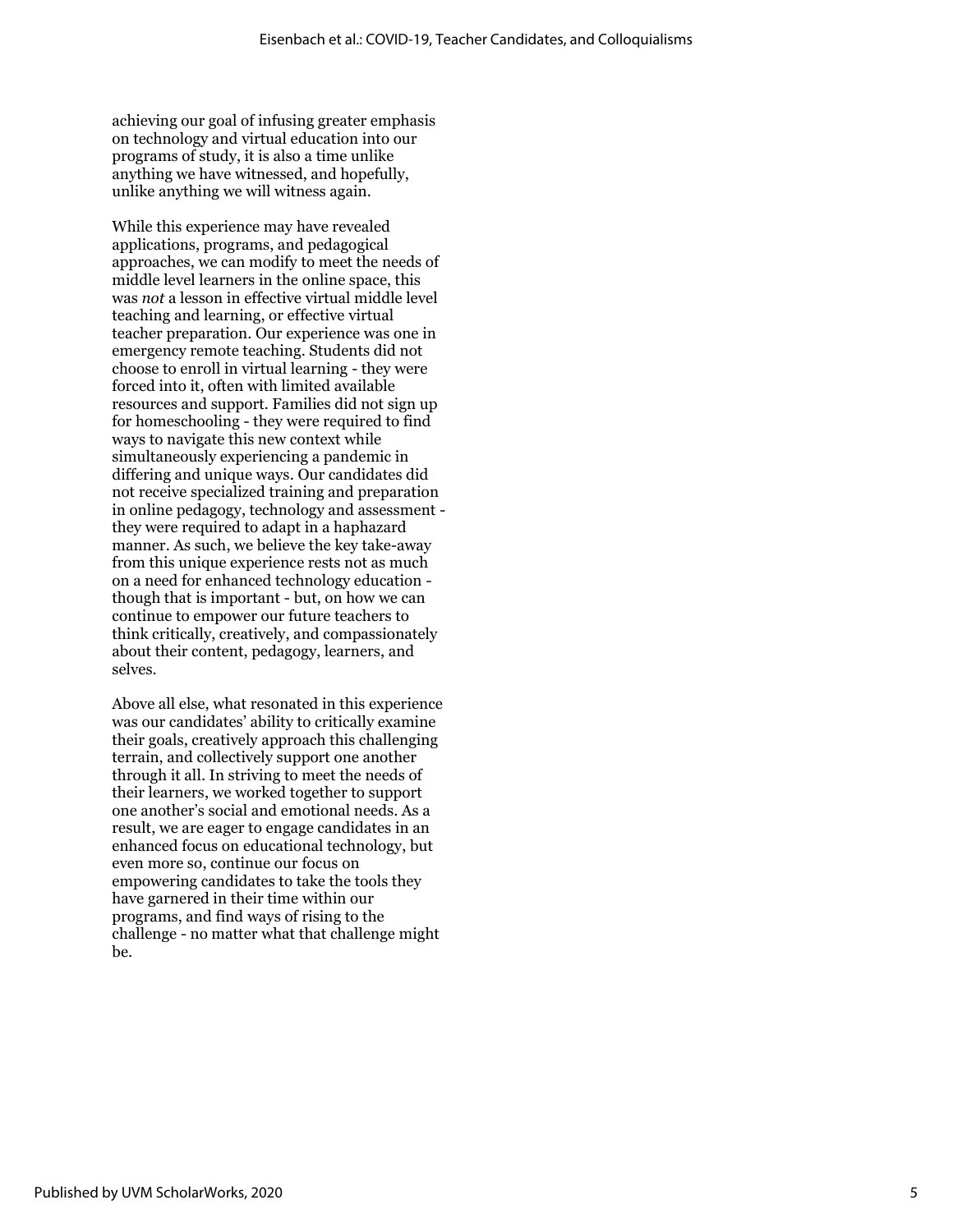achieving our goal of infusing greater emphasis on technology and virtual education into our programs of study, it is also a time unlike anything we have witnessed, and hopefully, unlike anything we will witness again.

While this experience may have revealed applications, programs, and pedagogical approaches, we can modify to meet the needs of middle level learners in the online space, this was *not* a lesson in effective virtual middle level teaching and learning, or effective virtual teacher preparation. Our experience was one in emergency remote teaching. Students did not choose to enroll in virtual learning - they were forced into it, often with limited available resources and support. Families did not sign up for homeschooling - they were required to find ways to navigate this new context while simultaneously experiencing a pandemic in differing and unique ways. Our candidates did not receive specialized training and preparation in online pedagogy, technology and assessment - they were required to adapt in a haphazard manner. As such, we believe the key take-away from this unique experience rests not as much on a need for enhanced technology education - though that is important - but, on how we can continue to empower our future teachers to think critically, creatively, and compassionately about their content, pedagogy, learners, and selves.

Above all else, what resonated in this experience was our candidates' ability to critically examine their goals, creatively approach this challenging terrain, and collectively support one another through it all. In striving to meet the needs of their learners, we worked together to support one another's social and emotional needs. As a result, we are eager to engage candidates in an enhanced focus on educational technology, but even more so, continue our focus on empowering candidates to take the tools they have garnered in their time within our programs, and find ways of rising to the challenge - no matter what that challenge might be.